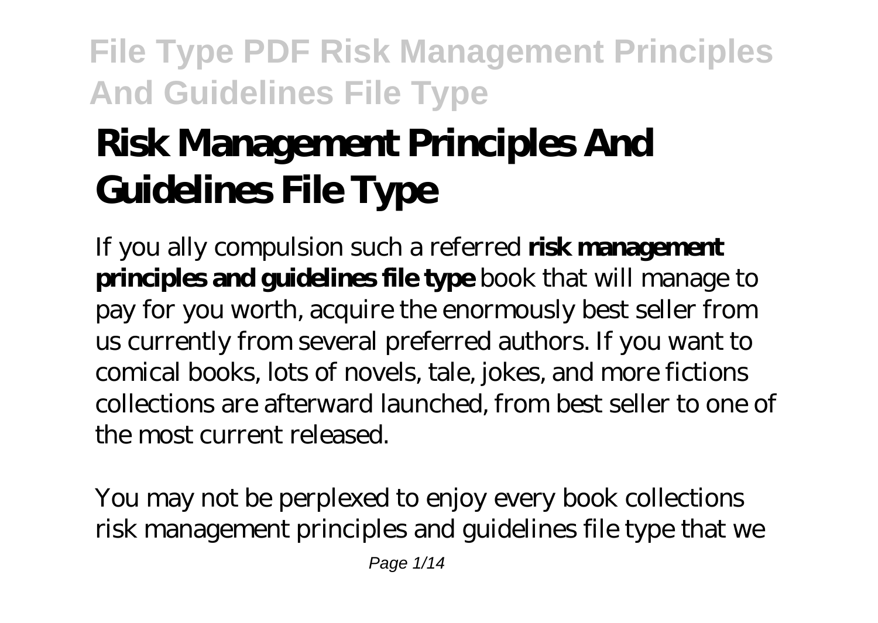# Risk Management Principles And Guidelines File Type

If you ally compulsion such a referred **risk management principles and guidelines file type** book that will manage to pay for you worth, acquire the enormously best seller from us currently from several preferred authors. If you want to comical books, lots of novels, tale, jokes, and more fictions collections are afterward launched, from best seller to one of the most current released.

You may not be perplexed to enjoy every book collections risk management principles and guidelines file type that we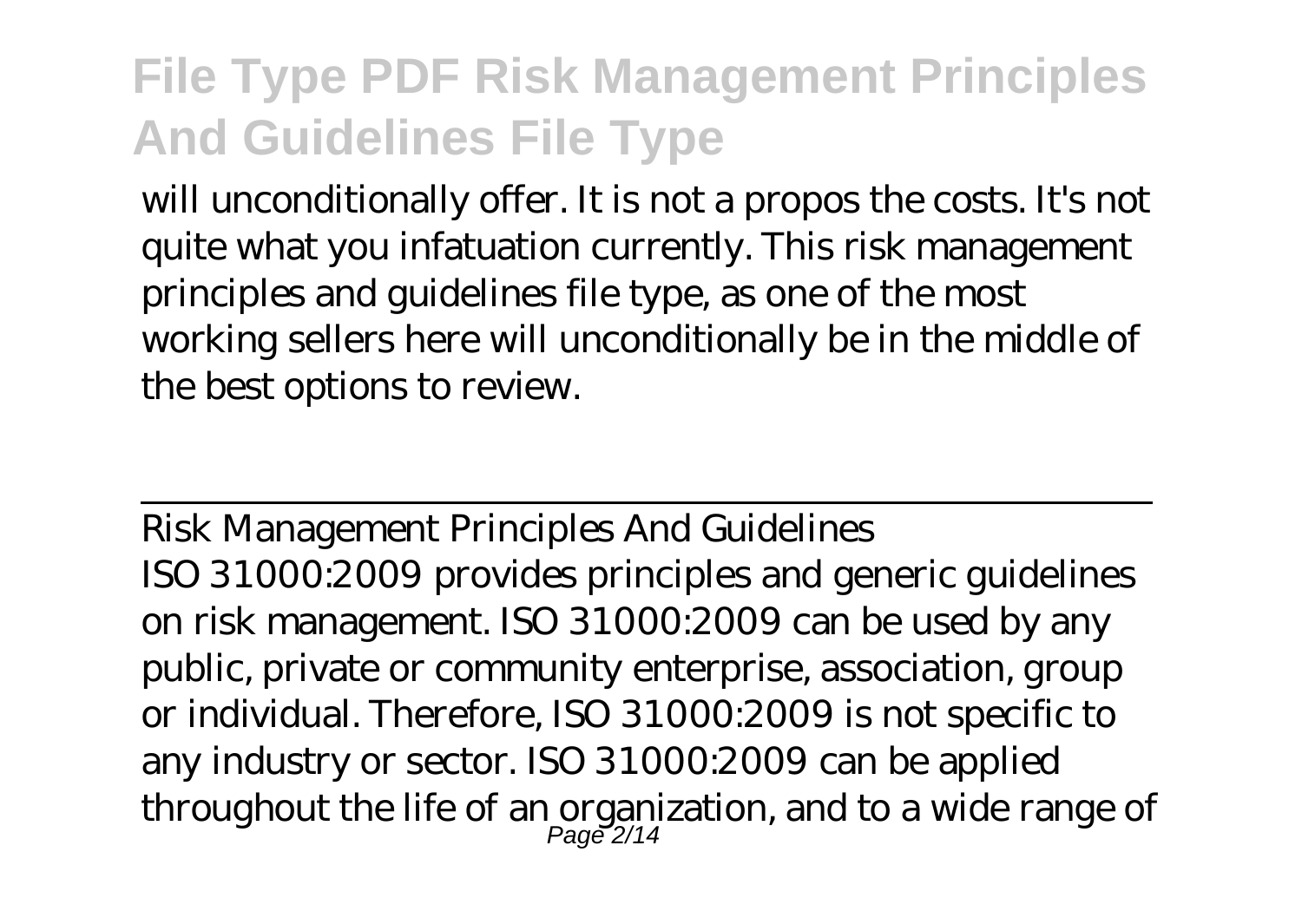will unconditionally offer. It is not a propos the costs. It's not quite what you infatuation currently. This risk management principles and guidelines file type, as one of the most working sellers here will unconditionally be in the middle of the best options to review.

## Risk Management Principles And Guidelines

ISO 31000:2009 provides principles and generic guidelines on risk management. ISO 31000:2009 can be used by any public, private or community enterprise, association, group or individual. Therefore, ISO 31000:2009 is not specific to any industry or sector. ISO 31000:2009 can be applied throughout the life of an organization, and to a wide range of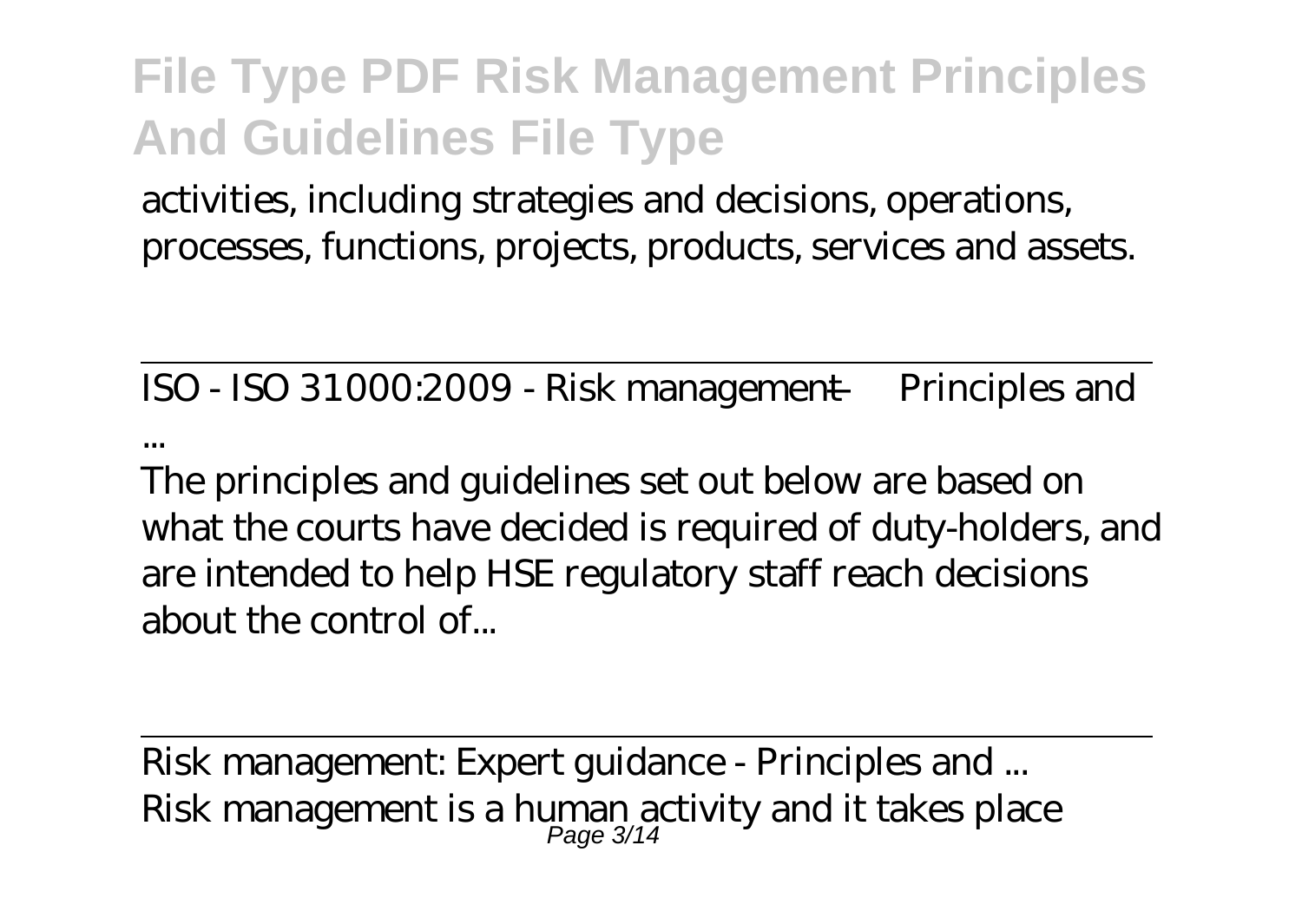activities, including strategies and decisions, operations, processes, functions, projects, products, services and assets.

ISO - ISO 31000:2009 - Risk management — Principles and ...

The principles and guidelines set out below are based on what the courts have decided is required of duty-holders, and are intended to help HSE regulatory staff reach decisions about the control of...

Risk management: Expert guidance - Principles and ...

Risk management is a human activity and it takes place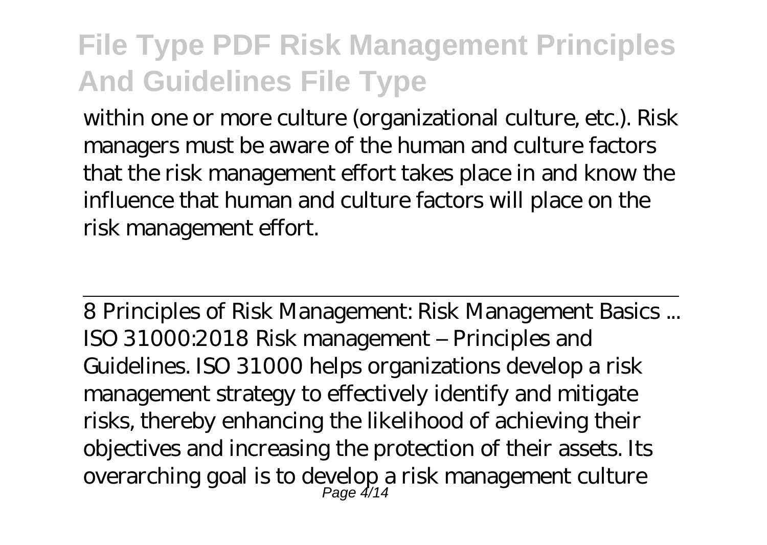within one or more culture (organizational culture, etc.). Risk managers must be aware of the human and culture factors that the risk management effort takes place in and know the influence that human and culture factors will place on the risk management effort.

8 Principles of Risk Management: Risk Management Basics ...

ISO 31000:2018 Risk management – Principles and Guidelines. ISO 31000 helps organizations develop a risk management strategy to effectively identify and mitigate risks, thereby enhancing the likelihood of achieving their objectives and increasing the protection of their assets. Its overarching goal is to develop a risk management culture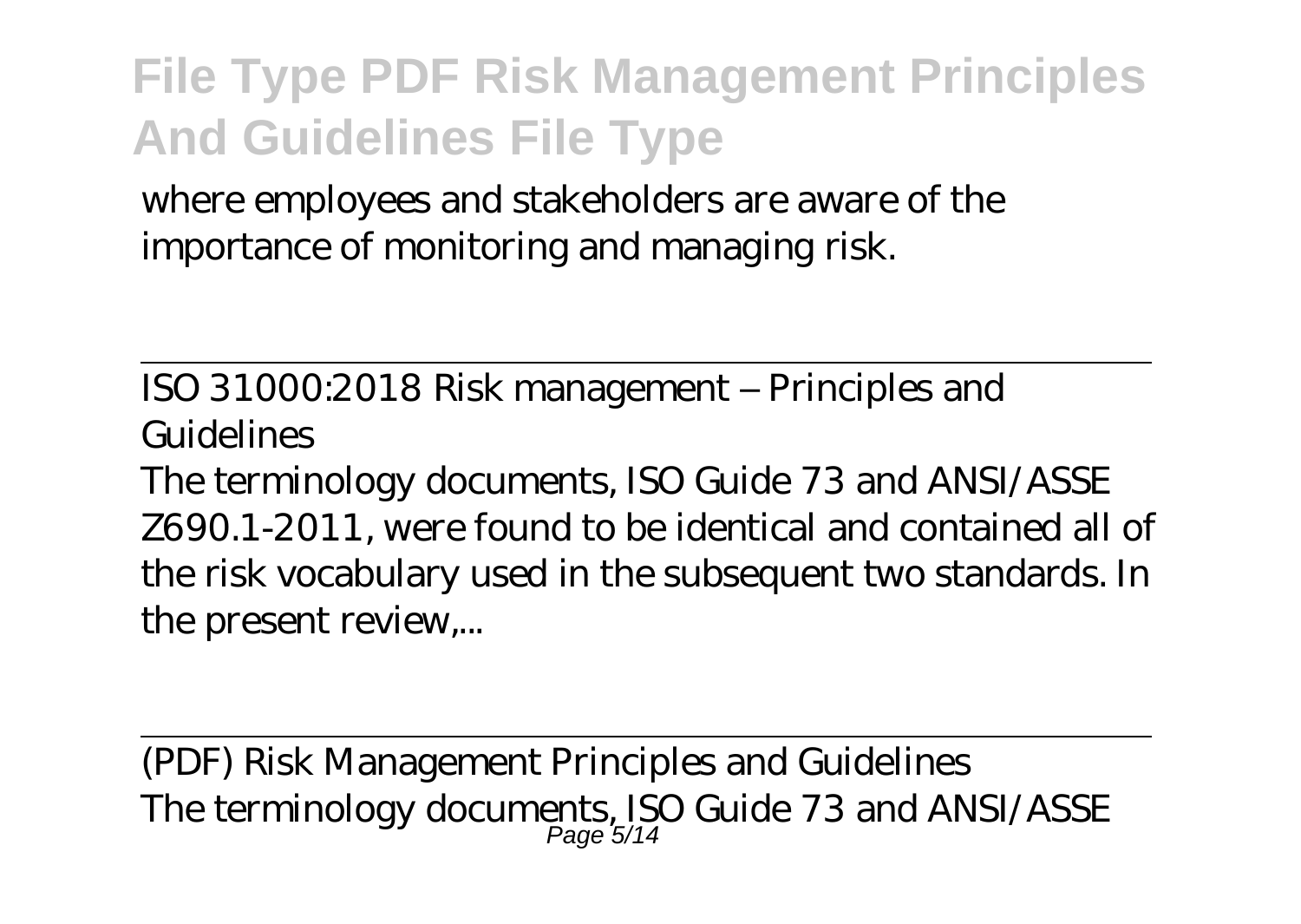where employees and stakeholders are aware of the importance of monitoring and managing risk.

ISO 31000:2018 Risk management – Principles and Guidelines

The terminology documents, ISO Guide 73 and ANSI/ASSE Z690.1-2011, were found to be identical and contained all of the risk vocabulary used in the subsequent two standards. In the present review,...

(PDF) Risk Management Principles and Guidelines

The terminology documents, ISO Guide 73 and ANSI/ASSE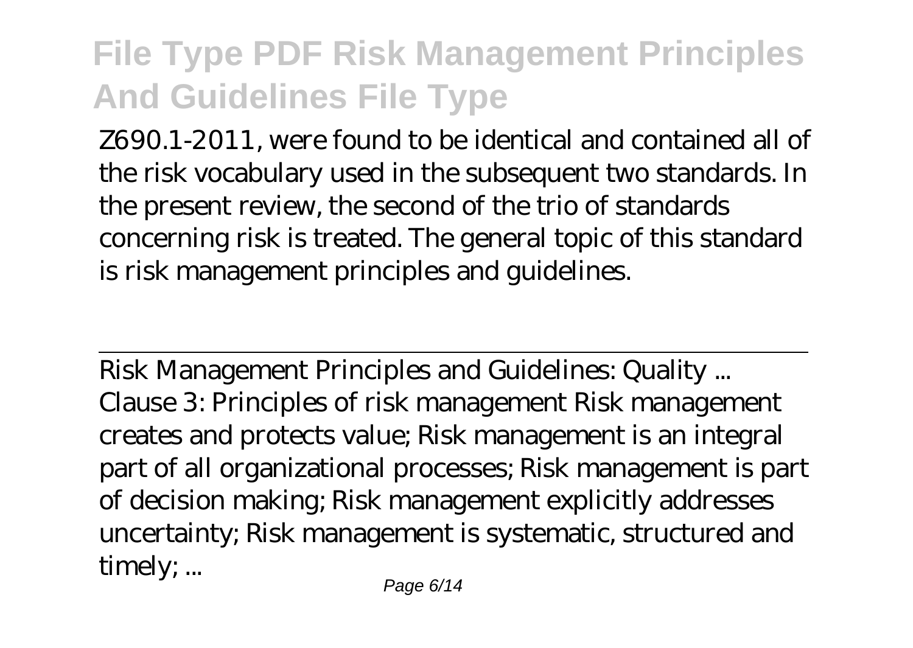Z690.1-2011, were found to be identical and contained all of the risk vocabulary used in the subsequent two standards. In the present review, the second of the trio of standards concerning risk is treated. The general topic of this standard is risk management principles and guidelines.

---

Risk Management Principles and Guidelines: Quality ...
Clause 3: Principles of risk management Risk management creates and protects value; Risk management is an integral part of all organizational processes; Risk management is part of decision making; Risk management explicitly addresses uncertainty; Risk management is systematic, structured and timely; ...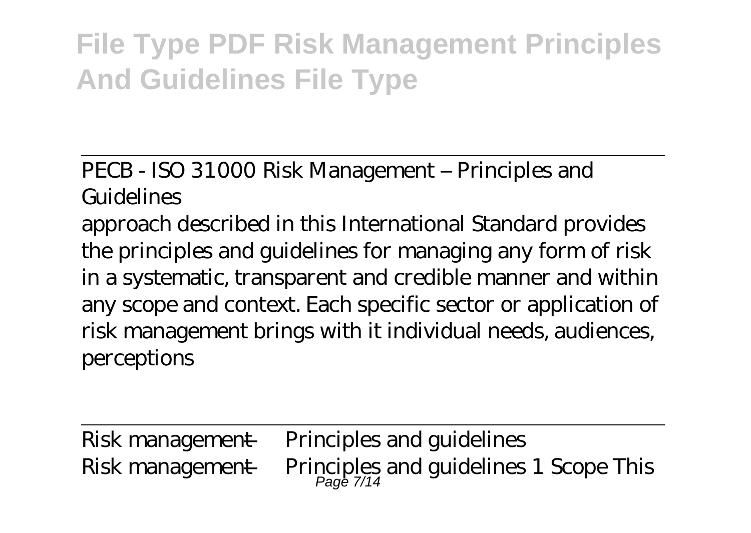PECB - ISO 31000 Risk Management – Principles and Guidelines

approach described in this International Standard provides the principles and guidelines for managing any form of risk in a systematic, transparent and credible manner and within any scope and context. Each specific sector or application of risk management brings with it individual needs, audiences, perceptions

Risk management — Principles and guidelines

Risk management — Principles and guidelines 1 Scope This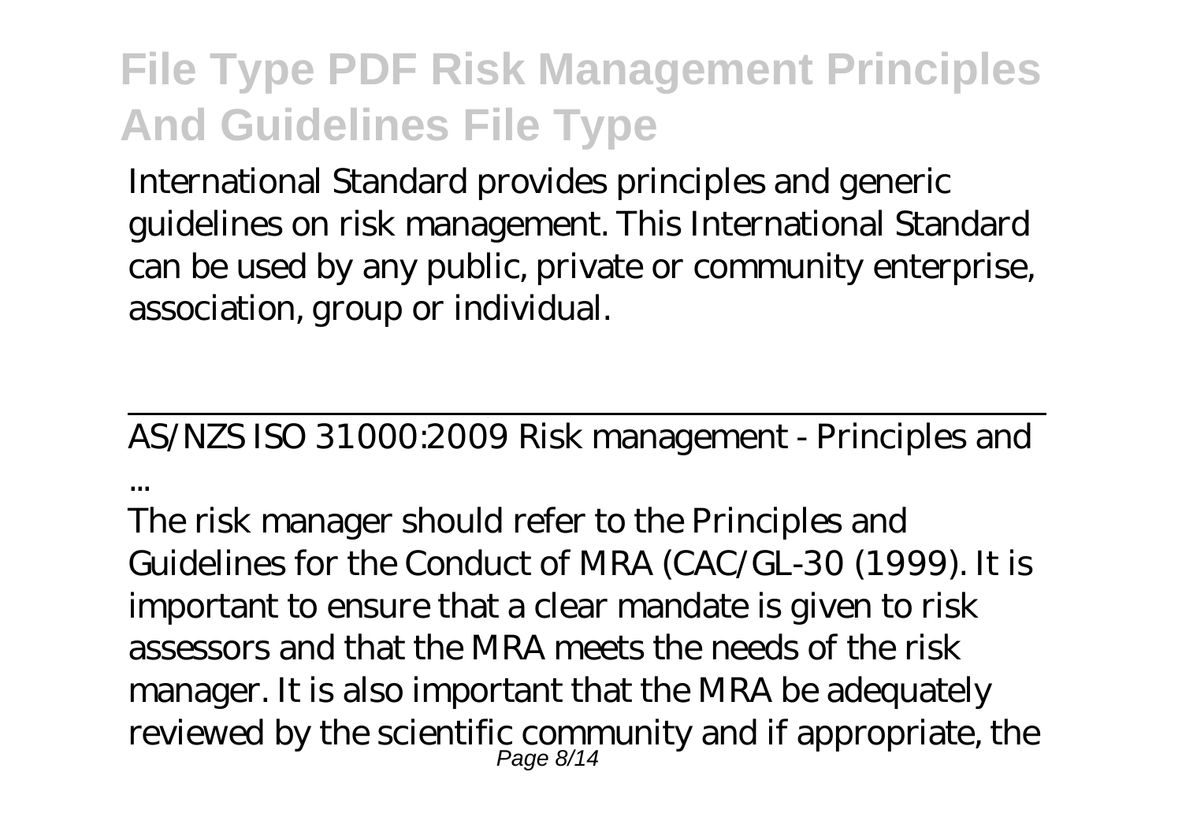International Standard provides principles and generic guidelines on risk management. This International Standard can be used by any public, private or community enterprise, association, group or individual.

---

AS/NZS ISO 31000:2009 Risk management - Principles and ...

The risk manager should refer to the Principles and Guidelines for the Conduct of MRA (CAC/GL-30 (1999). It is important to ensure that a clear mandate is given to risk assessors and that the MRA meets the needs of the risk manager. It is also important that the MRA be adequately reviewed by the scientific community and if appropriate, the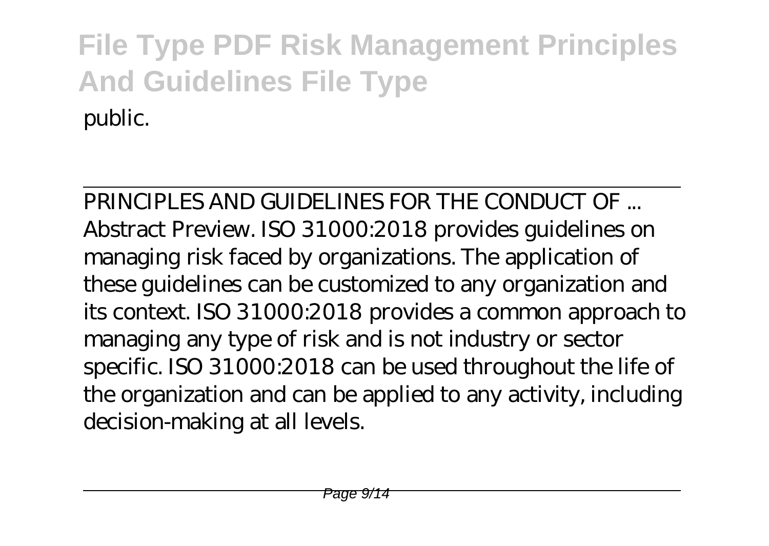public.

PRINCIPLES AND GUIDELINES FOR THE CONDUCT OF ...

Abstract Preview. ISO 31000:2018 provides guidelines on managing risk faced by organizations. The application of these guidelines can be customized to any organization and its context. ISO 31000:2018 provides a common approach to managing any type of risk and is not industry or sector specific. ISO 31000:2018 can be used throughout the life of the organization and can be applied to any activity, including decision-making at all levels.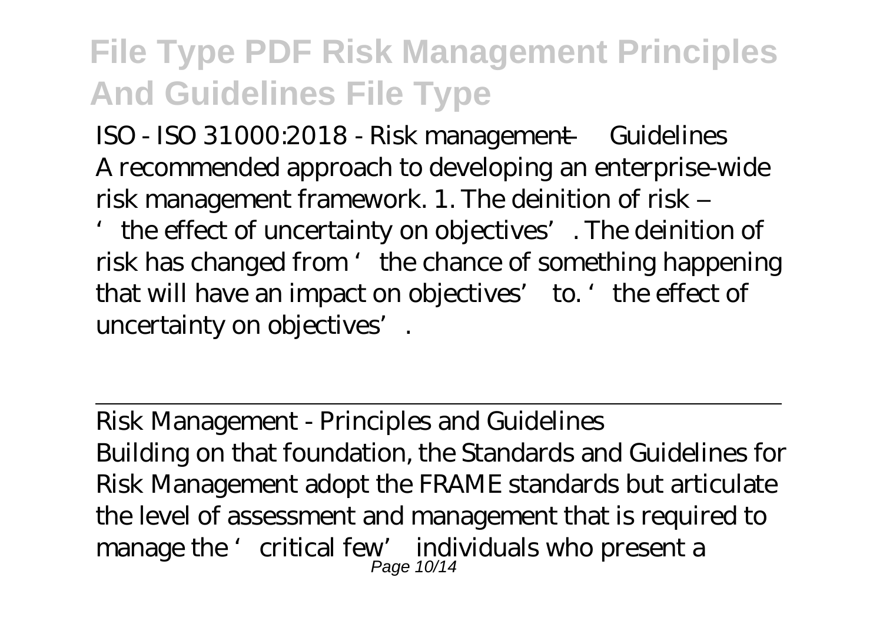ISO - ISO 31000:2018 - Risk management — Guidelines
A recommended approach to developing an enterprise-wide risk management framework. 1. The deinition of risk – 'the effect of uncertainty on objectives'. The deinition of risk has changed from 'the chance of something happening that will have an impact on objectives' to. 'the effect of uncertainty on objectives'.

Risk Management - Principles and Guidelines
Building on that foundation, the Standards and Guidelines for Risk Management adopt the FRAME standards but articulate the level of assessment and management that is required to manage the 'critical few' individuals who present a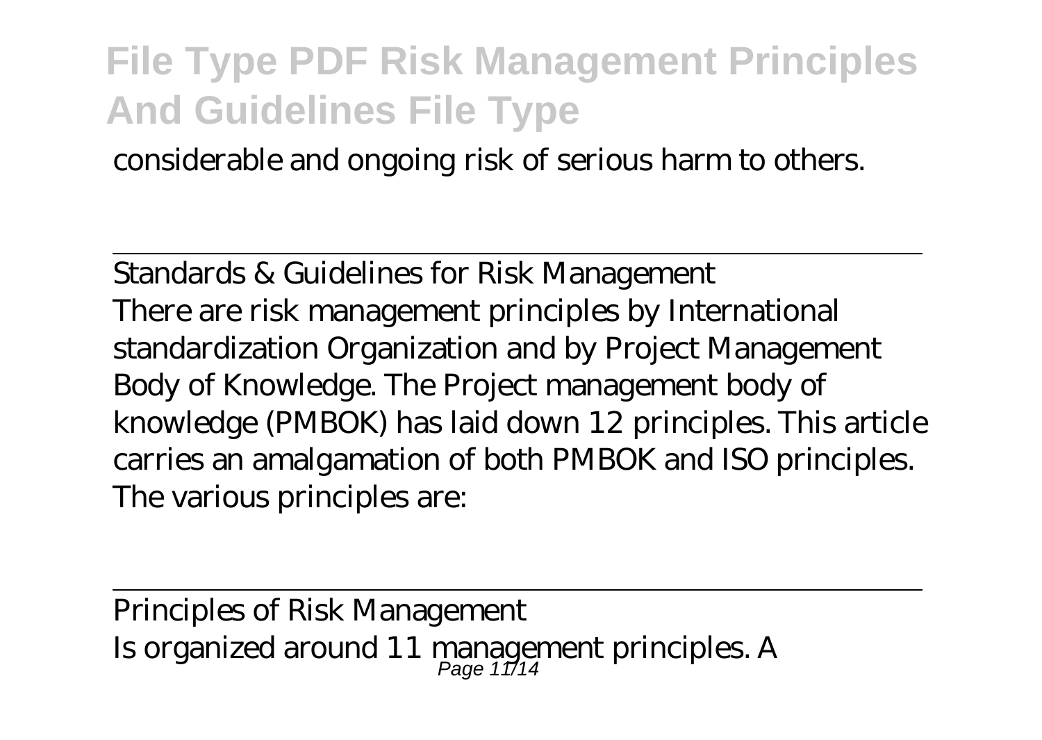considerable and ongoing risk of serious harm to others.

---

Standards & Guidelines for Risk Management

There are risk management principles by International standardization Organization and by Project Management Body of Knowledge. The Project management body of knowledge (PMBOK) has laid down 12 principles. This article carries an amalgamation of both PMBOK and ISO principles. The various principles are:

---

Principles of Risk Management

Is organized around 11 management principles. A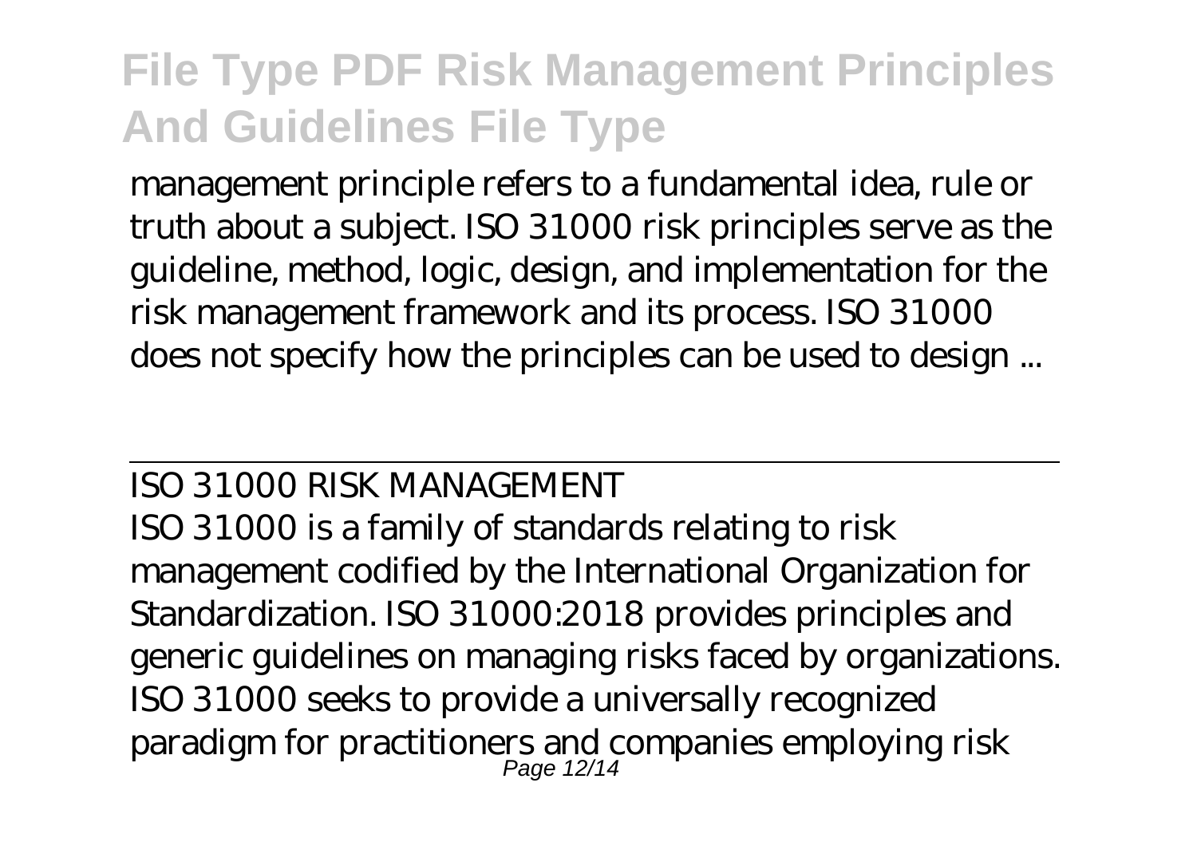management principle refers to a fundamental idea, rule or truth about a subject. ISO 31000 risk principles serve as the guideline, method, logic, design, and implementation for the risk management framework and its process. ISO 31000 does not specify how the principles can be used to design ...

ISO 31000 RISK MANAGEMENT

ISO 31000 is a family of standards relating to risk management codified by the International Organization for Standardization. ISO 31000:2018 provides principles and generic guidelines on managing risks faced by organizations. ISO 31000 seeks to provide a universally recognized paradigm for practitioners and companies employing risk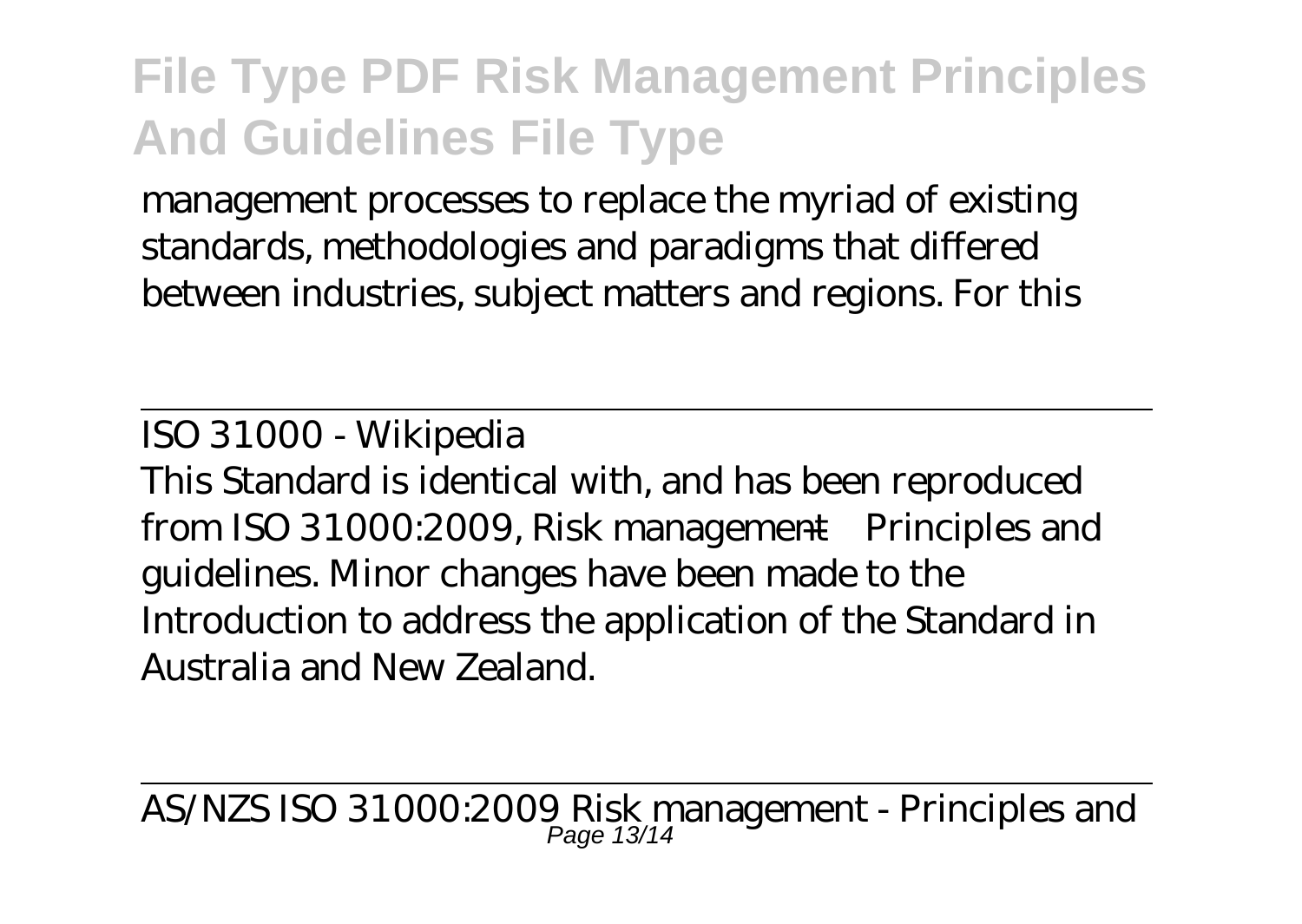management processes to replace the myriad of existing standards, methodologies and paradigms that differed between industries, subject matters and regions. For this

ISO 31000 - Wikipedia

This Standard is identical with, and has been reproduced from ISO 31000:2009, Risk management—Principles and guidelines. Minor changes have been made to the Introduction to address the application of the Standard in Australia and New Zealand.

AS/NZS ISO 31000:2009 Risk management - Principles and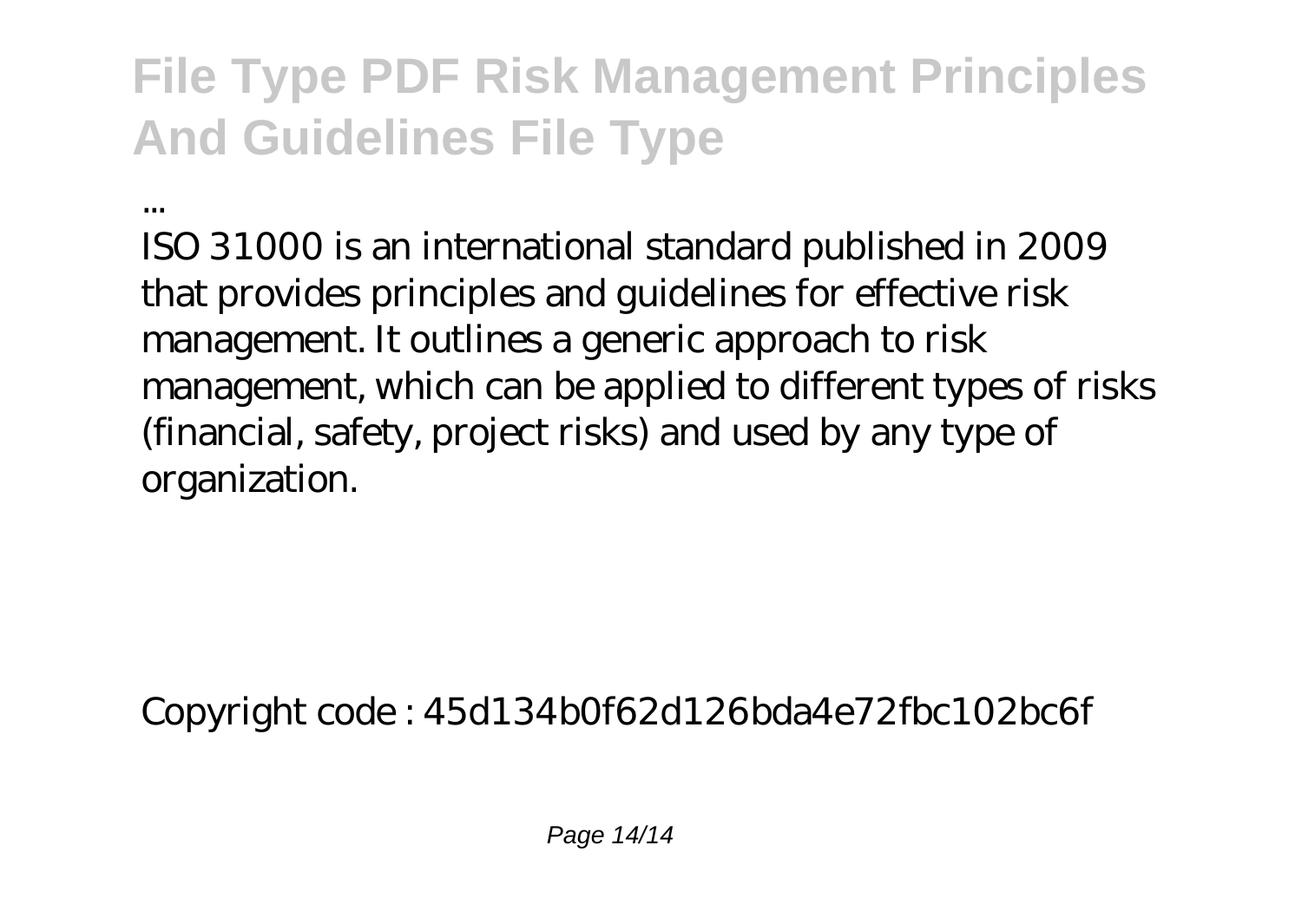...

ISO 31000 is an international standard published in 2009 that provides principles and guidelines for effective risk management. It outlines a generic approach to risk management, which can be applied to different types of risks (financial, safety, project risks) and used by any type of organization.

Copyright code : 45d134b0f62d126bda4e72fbc102bc6f